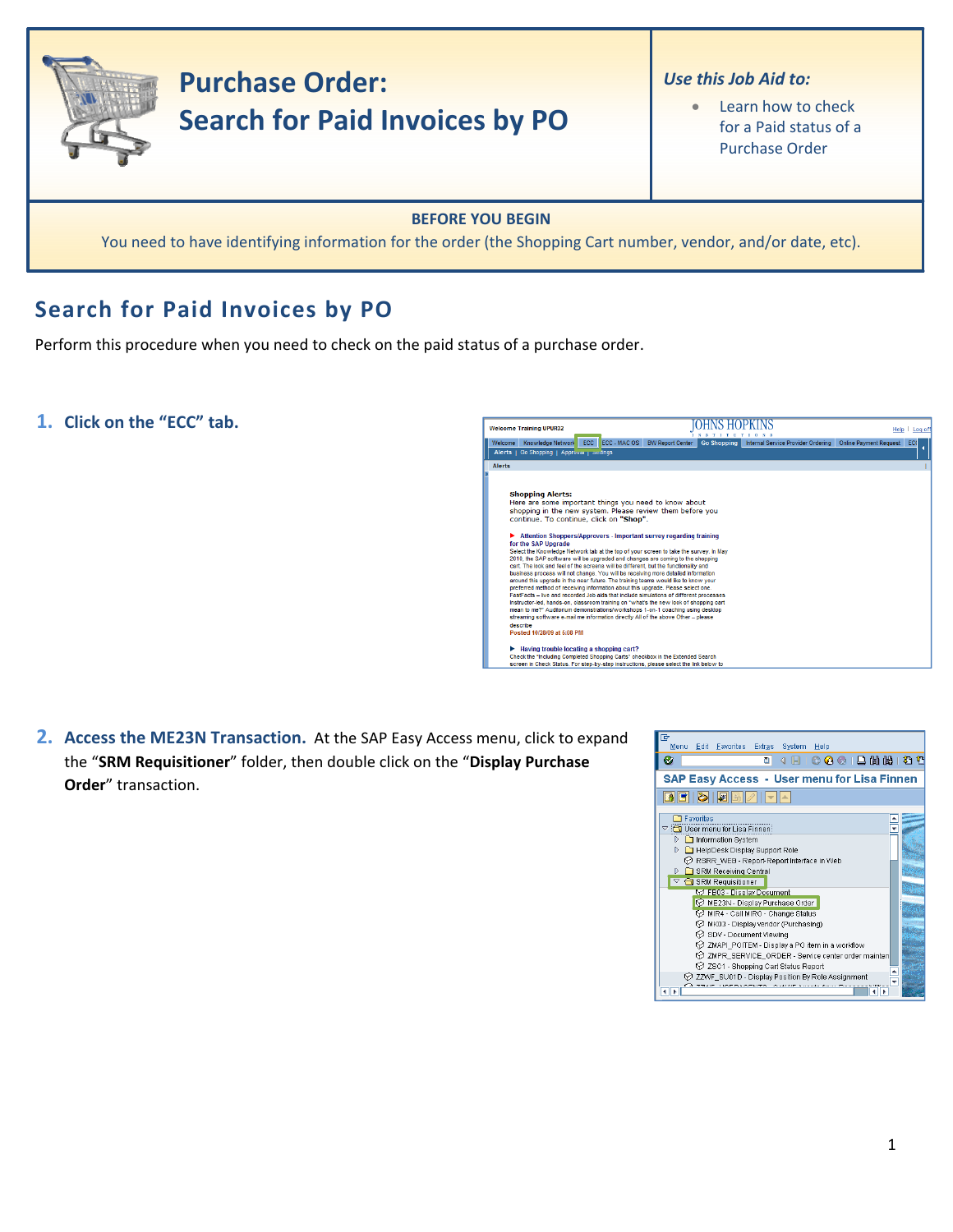# Purchase Order: Search for Paid Invoices by PO

*Use this Job Aid to:*

- Learn how to check for a Paid status of a Purchase Order

**BEFORE YOU BEGIN**

You need to have identifying information for the order (the Shopping Cart number, vendor, and/or date, etc).

## Search for Paid Invoices by PO

Perform this procedure when you need to check on the paid status of a purchase order.

1. **Click on the "ECC" tab.**

2. **Access the ME23N Transaction.** At the SAP Easy Access menu, click to expand the "**SRM Requisitioner**" folder, then double click on the "**Display Purchase Order**" transaction.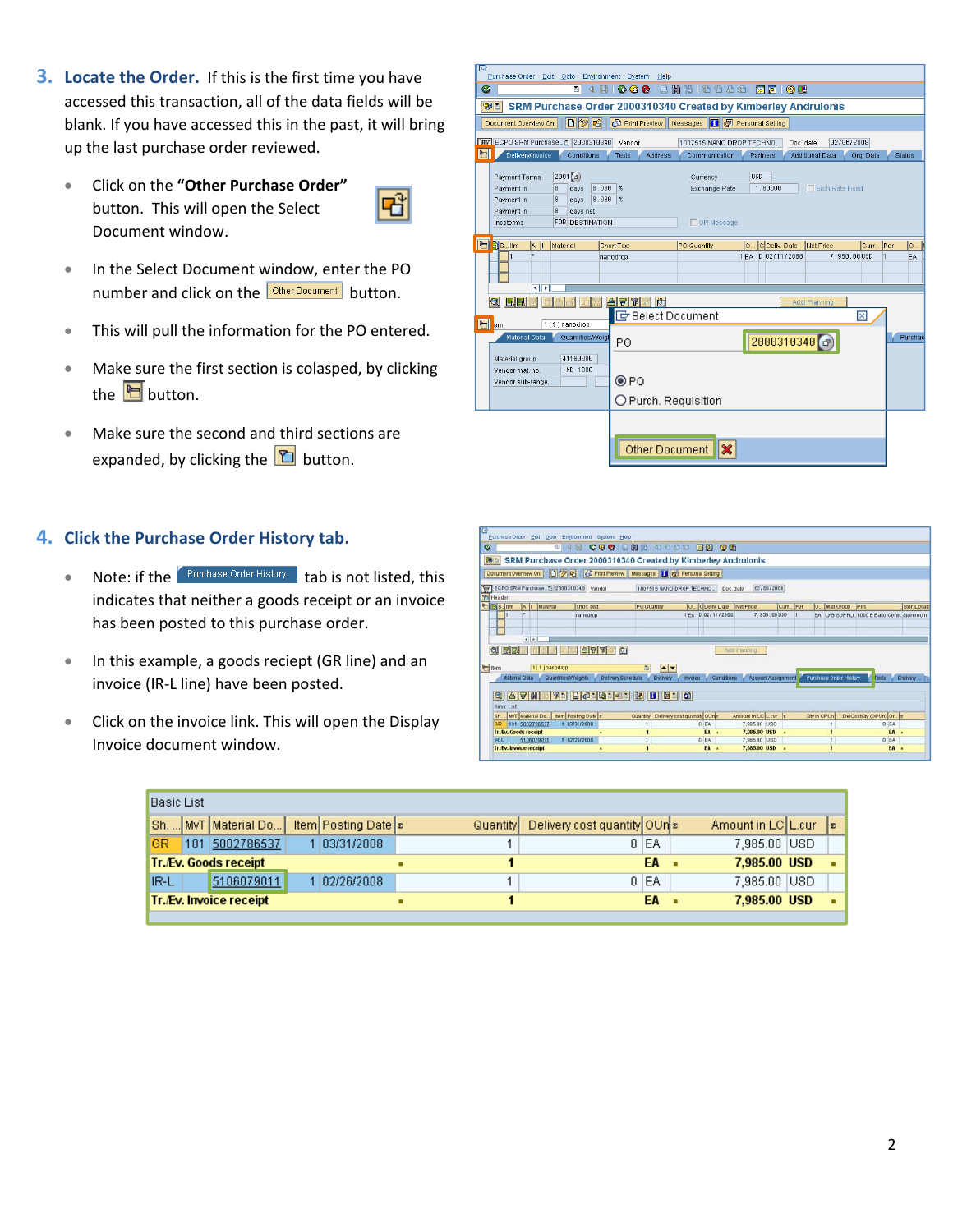3. **Locate the Order.** If this is the first time you have accessed this transaction, all of the data fields will be blank. If you have accessed this in the past, it will bring up the last purchase order reviewed.

- Click on the **"Other Purchase Order"** button. This will open the Select Document window.
- In the Select Document window, enter the PO number and click on the Other Document button.
- This will pull the information for the PO entered.
- Make sure the first section is colasped, by clicking the button.
- Make sure the second and third sections are expanded, by clicking the button.

4. **Click the Purchase Order History tab.**

- Note: if the Purchase Order History tab is not listed, this indicates that neither a goods receipt or an invoice has been posted to this purchase order.
- In this example, a goods reciept (GR line) and an invoice (IR-L line) have been posted.
- Click on the invoice link. This will open the Display Invoice document window.

Basic List

| Sh. ... | MvT | Material Do... | Item | Posting Date | Σ | Quantity | Delivery cost quantity | OUn | Σ | Amount in LC | L.cur | Σ |
|---|---|---|---|---|---|---|---|---|---|---|---|---|
| GR | 101 | 5002786537 | 1 | 03/31/2008 | | 1 | 0 | EA | | 7,985.00 | USD | |
| **Tr./Ev. Goods receipt** | | | | | ■ | **1** | | **EA** | ■ | **7,985.00** | **USD** | ■ |
| IR-L | | 5106079011 | 1 | 02/26/2008 | | 1 | 0 | EA | | 7,985.00 | USD | |
| **Tr./Ev. Invoice receipt** | | | | | ■ | **1** | | **EA** | ■ | **7,985.00** | **USD** | ■ |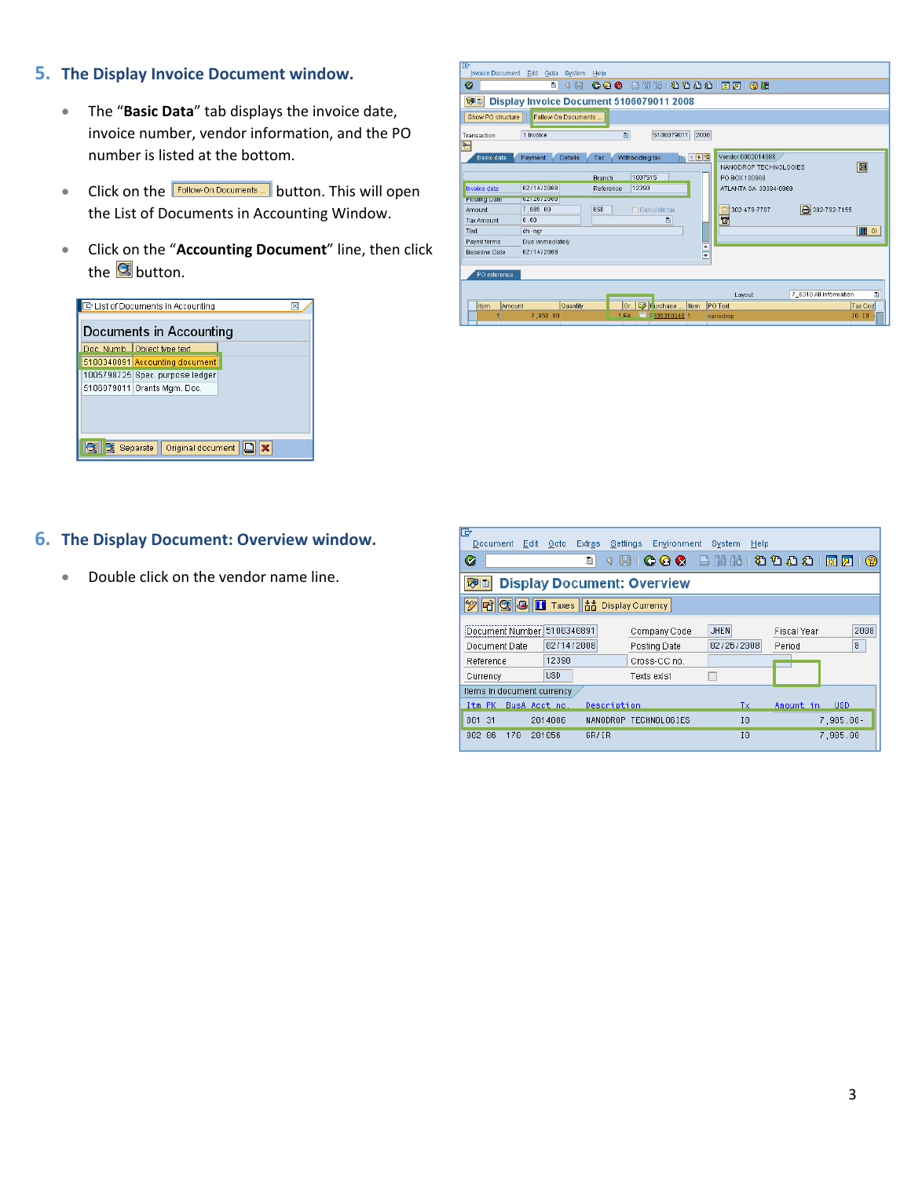## 5. The Display Invoice Document window.

- The "**Basic Data**" tab displays the invoice date, invoice number, vendor information, and the PO number is listed at the bottom.
- Click on the Follow-On Documents ... button. This will open the List of Documents in Accounting Window.
- Click on the "**Accounting Document**" line, then click the button.

## 6. The Display Document: Overview window.

- Double click on the vendor name line.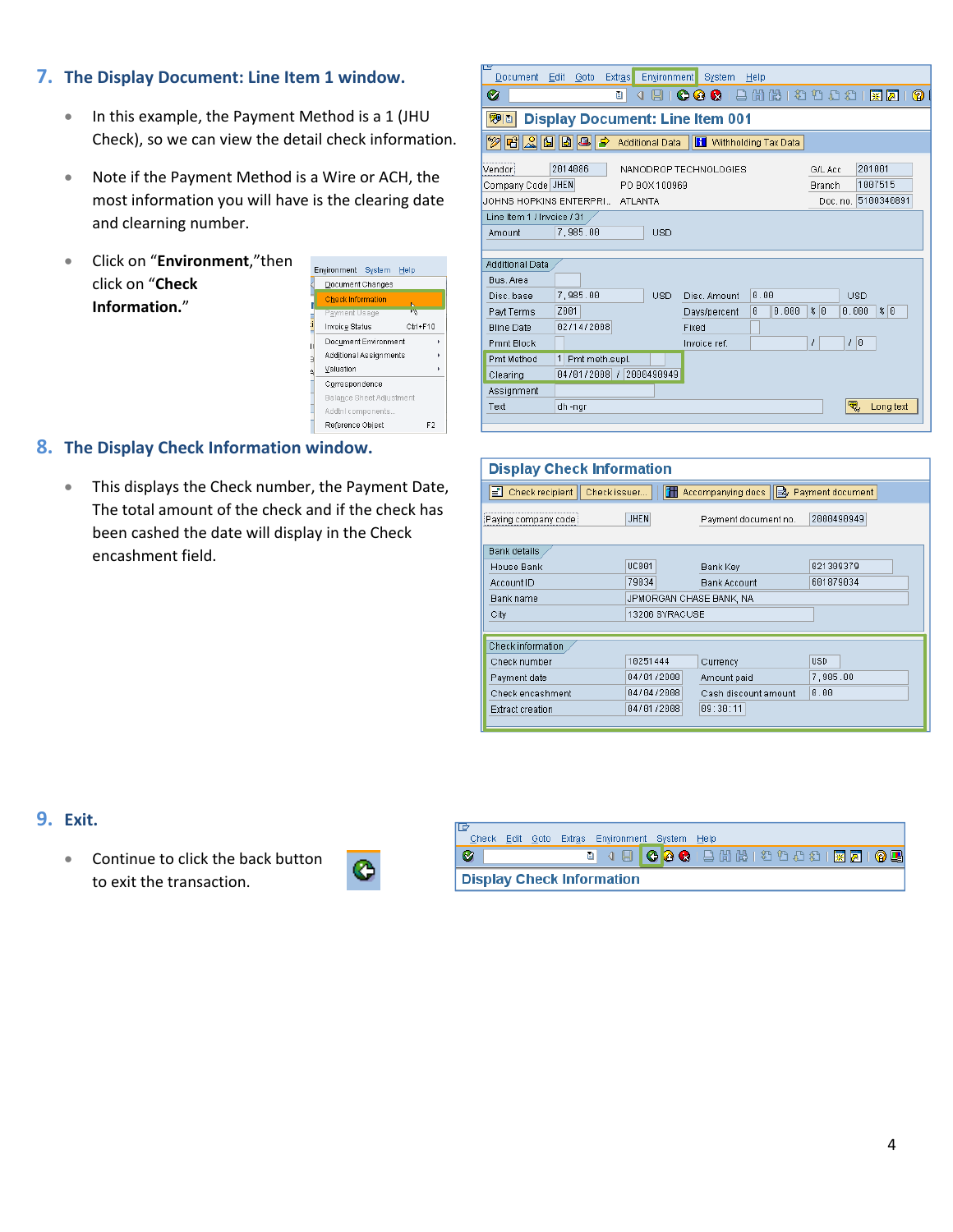## 7. The Display Document: Line Item 1 window.

- In this example, the Payment Method is a 1 (JHU Check), so we can view the detail check information.
- Note if the Payment Method is a Wire or ACH, the most information you will have is the clearing date and clearning number.
- Click on "**Environment**,"then click on "**Check Information.**"

## 8. The Display Check Information window.

- This displays the Check number, the Payment Date, The total amount of the check and if the check has been cashed the date will display in the Check encashment field.

## 9. Exit.

- Continue to click the back button to exit the transaction.